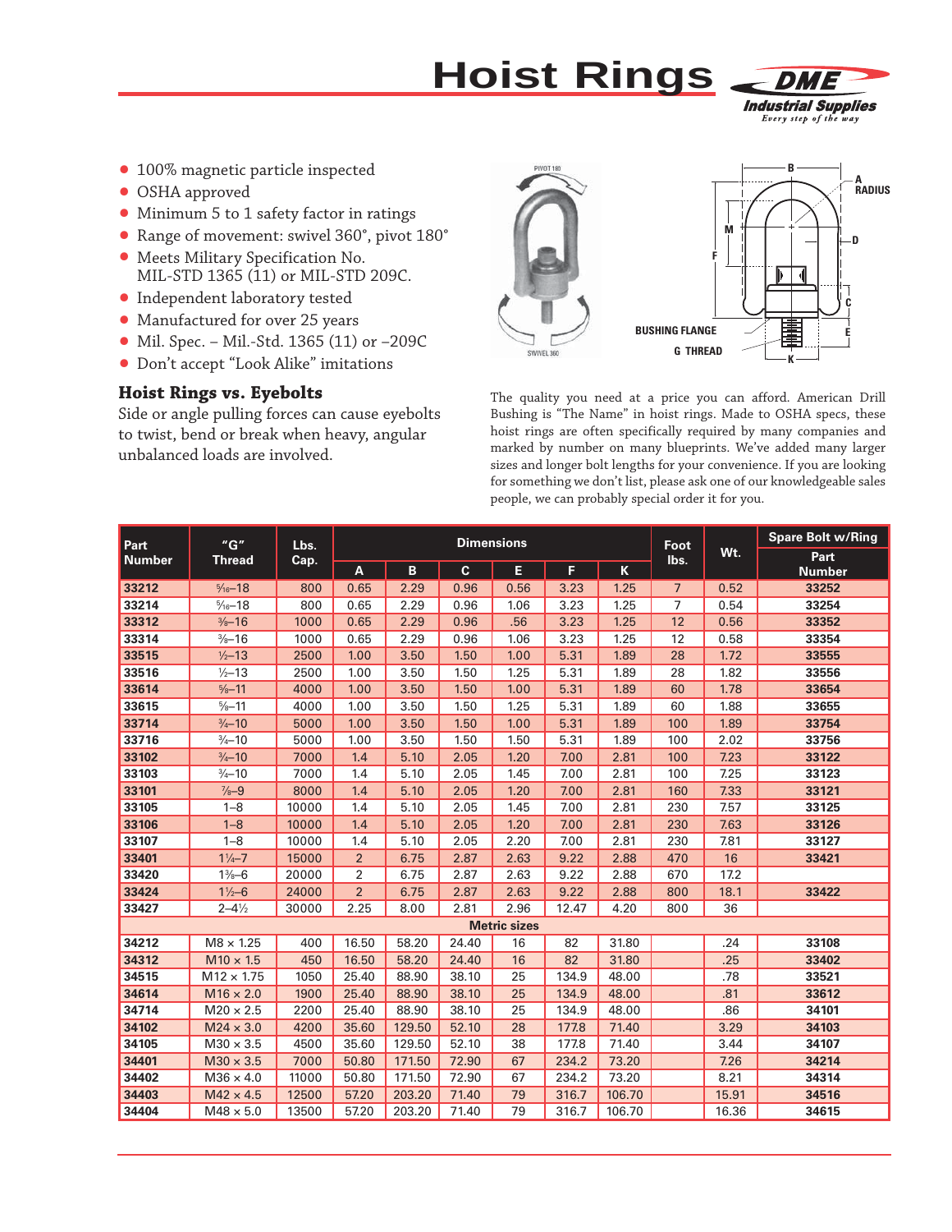# Hoist Rings

**DME Industrial Supplies** *Every step of the way*

- 100% magnetic particle inspected
- OSHA approved
- Minimum 5 to 1 safety factor in ratings
- Range of movement: swivel 360°, pivot 180°
- Meets Military Specification No. MIL-STD 1365 (11) or MIL-STD 209C.
- Independent laboratory tested
- Manufactured for over 25 years
- Mil. Spec. – Mil.-Std. 1365 (11) or –209C
- Don't accept "Look Alike" imitations

## Hoist Rings vs. Eyebolts

Side or angle pulling forces can cause eyebolts to twist, bend or break when heavy, angular unbalanced loads are involved.

PIVOT 180
SWIVEL 360
B
A RADIUS
M
D
F
C
BUSHING FLANGE
E
G THREAD
K

The quality you need at a price you can afford. American Drill Bushing is "The Name" in hoist rings. Made to OSHA specs, these hoist rings are often specifically required by many companies and marked by number on many blueprints. We've added many larger sizes and longer bolt lengths for your convenience. If you are looking for something we don't list, please ask one of our knowledgeable sales people, we can probably special order it for you.

| Part Number | "G" Thread | Lbs. Cap. | Dimensions | | | | | | Foot lbs. | Wt. | Spare Bolt w/Ring |
|---|---|---|---|---|---|---|---|---|---|---|---|
| | | | A | B | C | E | F | K | | | Part Number |
| 33212 | 5/16–18 | 800 | 0.65 | 2.29 | 0.96 | 0.56 | 3.23 | 1.25 | 7 | 0.52 | 33252 |
| 33214 | 5/16–18 | 800 | 0.65 | 2.29 | 0.96 | 1.06 | 3.23 | 1.25 | 7 | 0.54 | 33254 |
| 33312 | 3/8–16 | 1000 | 0.65 | 2.29 | 0.96 | .56 | 3.23 | 1.25 | 12 | 0.56 | 33352 |
| 33314 | 3/8–16 | 1000 | 0.65 | 2.29 | 0.96 | 1.06 | 3.23 | 1.25 | 12 | 0.58 | 33354 |
| 33515 | 1/2–13 | 2500 | 1.00 | 3.50 | 1.50 | 1.00 | 5.31 | 1.89 | 28 | 1.72 | 33555 |
| 33516 | 1/2–13 | 2500 | 1.00 | 3.50 | 1.50 | 1.25 | 5.31 | 1.89 | 28 | 1.82 | 33556 |
| 33614 | 5/8–11 | 4000 | 1.00 | 3.50 | 1.50 | 1.00 | 5.31 | 1.89 | 60 | 1.78 | 33654 |
| 33615 | 5/8–11 | 4000 | 1.00 | 3.50 | 1.50 | 1.25 | 5.31 | 1.89 | 60 | 1.88 | 33655 |
| 33714 | 3/4–10 | 5000 | 1.00 | 3.50 | 1.50 | 1.00 | 5.31 | 1.89 | 100 | 1.89 | 33754 |
| 33716 | 3/4–10 | 5000 | 1.00 | 3.50 | 1.50 | 1.50 | 5.31 | 1.89 | 100 | 2.02 | 33756 |
| 33102 | 3/4–10 | 7000 | 1.4 | 5.10 | 2.05 | 1.20 | 7.00 | 2.81 | 100 | 7.23 | 33122 |
| 33103 | 3/4–10 | 7000 | 1.4 | 5.10 | 2.05 | 1.45 | 7.00 | 2.81 | 100 | 7.25 | 33123 |
| 33101 | 7/8–9 | 8000 | 1.4 | 5.10 | 2.05 | 1.20 | 7.00 | 2.81 | 160 | 7.33 | 33121 |
| 33105 | 1–8 | 10000 | 1.4 | 5.10 | 2.05 | 1.45 | 7.00 | 2.81 | 230 | 7.57 | 33125 |
| 33106 | 1–8 | 10000 | 1.4 | 5.10 | 2.05 | 1.20 | 7.00 | 2.81 | 230 | 7.63 | 33126 |
| 33107 | 1–8 | 10000 | 1.4 | 5.10 | 2.05 | 2.20 | 7.00 | 2.81 | 230 | 7.81 | 33127 |
| 33401 | 1 1/4–7 | 15000 | 2 | 6.75 | 2.87 | 2.63 | 9.22 | 2.88 | 470 | 16 | 33421 |
| 33420 | 1 3/8–6 | 20000 | 2 | 6.75 | 2.87 | 2.63 | 9.22 | 2.88 | 670 | 17.2 | |
| 33424 | 1 1/2–6 | 24000 | 2 | 6.75 | 2.87 | 2.63 | 9.22 | 2.88 | 800 | 18.1 | 33422 |
| 33427 | 2–4 1/2 | 30000 | 2.25 | 8.00 | 2.81 | 2.96 | 12.47 | 4.20 | 800 | 36 | |
| | | | | | | **Metric sizes** | | | | | |
| 34212 | M8 × 1.25 | 400 | 16.50 | 58.20 | 24.40 | 16 | 82 | 31.80 | | .24 | 33108 |
| 34312 | M10 × 1.5 | 450 | 16.50 | 58.20 | 24.40 | 16 | 82 | 31.80 | | .25 | 33402 |
| 34515 | M12 × 1.75 | 1050 | 25.40 | 88.90 | 38.10 | 25 | 134.9 | 48.00 | | .78 | 33521 |
| 34614 | M16 × 2.0 | 1900 | 25.40 | 88.90 | 38.10 | 25 | 134.9 | 48.00 | | .81 | 33612 |
| 34714 | M20 × 2.5 | 2200 | 25.40 | 88.90 | 38.10 | 25 | 134.9 | 48.00 | | .86 | 34101 |
| 34102 | M24 × 3.0 | 4200 | 35.60 | 129.50 | 52.10 | 28 | 177.8 | 71.40 | | 3.29 | 34103 |
| 34105 | M30 × 3.5 | 4500 | 35.60 | 129.50 | 52.10 | 38 | 177.8 | 71.40 | | 3.44 | 34107 |
| 34401 | M30 × 3.5 | 7000 | 50.80 | 171.50 | 72.90 | 67 | 234.2 | 73.20 | | 7.26 | 34214 |
| 34402 | M36 × 4.0 | 11000 | 50.80 | 171.50 | 72.90 | 67 | 234.2 | 73.20 | | 8.21 | 34314 |
| 34403 | M42 × 4.5 | 12500 | 57.20 | 203.20 | 71.40 | 79 | 316.7 | 106.70 | | 15.91 | 34516 |
| 34404 | M48 × 5.0 | 13500 | 57.20 | 203.20 | 71.40 | 79 | 316.7 | 106.70 | | 16.36 | 34615 |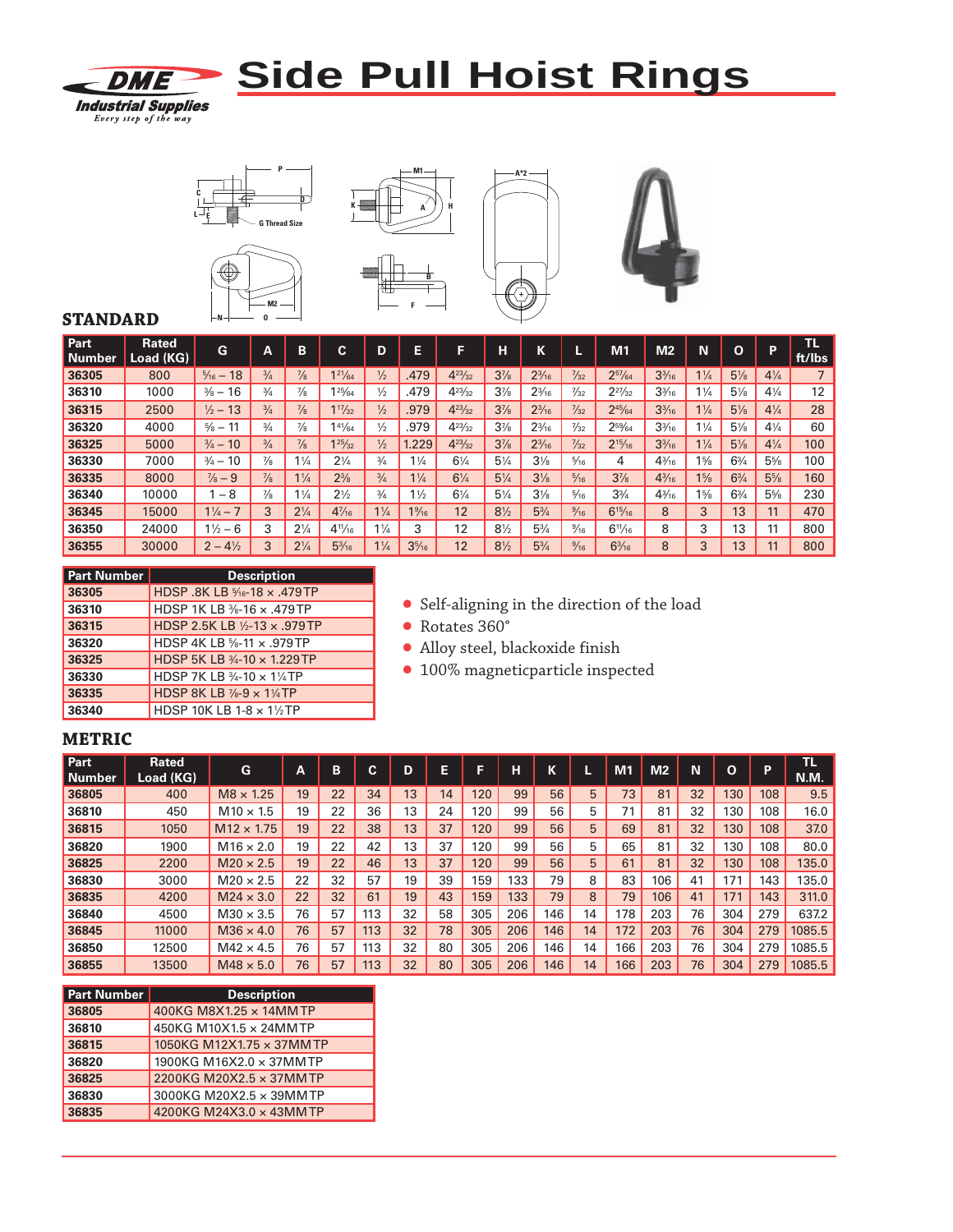# Side Pull Hoist Rings

DME Industrial Supplies
*Every step of the way*

## STANDARD

| Part Number | Rated Load (KG) | G | A | B | C | D | E | F | H | K | L | M1 | M2 | N | O | P | TL ft/lbs |
|---|---|---|---|---|---|---|---|---|---|---|---|---|---|---|---|---|---|
| 36305 | 800 | 5⁄16 – 18 | 3⁄4 | 7⁄8 | 121⁄64 | 1⁄2 | .479 | 423⁄32 | 37⁄8 | 23⁄16 | 7⁄32 | 257⁄64 | 33⁄16 | 11⁄4 | 51⁄8 | 41⁄4 | 7 |
| 36310 | 1000 | 3⁄8 – 16 | 3⁄4 | 7⁄8 | 125⁄64 | 1⁄2 | .479 | 423⁄32 | 37⁄8 | 23⁄16 | 7⁄32 | 227⁄32 | 33⁄16 | 11⁄4 | 51⁄8 | 41⁄4 | 12 |
| 36315 | 2500 | 1⁄2 – 13 | 3⁄4 | 7⁄8 | 117⁄32 | 1⁄2 | .979 | 423⁄32 | 37⁄8 | 23⁄16 | 7⁄32 | 245⁄64 | 33⁄16 | 11⁄4 | 51⁄8 | 41⁄4 | 28 |
| 36320 | 4000 | 5⁄8 – 11 | 3⁄4 | 7⁄8 | 141⁄64 | 1⁄2 | .979 | 423⁄32 | 37⁄8 | 23⁄16 | 7⁄32 | 259⁄64 | 33⁄16 | 11⁄4 | 51⁄8 | 41⁄4 | 60 |
| 36325 | 5000 | 3⁄4 – 10 | 3⁄4 | 7⁄8 | 125⁄32 | 1⁄2 | 1.229 | 423⁄32 | 37⁄8 | 23⁄16 | 7⁄32 | 215⁄16 | 33⁄16 | 11⁄4 | 51⁄8 | 41⁄4 | 100 |
| 36330 | 7000 | 3⁄4 – 10 | 7⁄8 | 11⁄4 | 21⁄4 | 3⁄4 | 11⁄4 | 61⁄4 | 51⁄4 | 31⁄8 | 5⁄16 | 4 | 43⁄16 | 15⁄8 | 63⁄4 | 55⁄8 | 100 |
| 36335 | 8000 | 7⁄8 – 9 | 7⁄8 | 11⁄4 | 23⁄8 | 3⁄4 | 11⁄4 | 61⁄4 | 51⁄4 | 31⁄8 | 5⁄16 | 37⁄8 | 43⁄16 | 15⁄8 | 63⁄4 | 55⁄8 | 160 |
| 36340 | 10000 | 1 – 8 | 7⁄8 | 11⁄4 | 21⁄2 | 3⁄4 | 11⁄2 | 61⁄4 | 51⁄4 | 31⁄8 | 5⁄16 | 33⁄4 | 43⁄16 | 15⁄8 | 63⁄4 | 55⁄8 | 230 |
| 36345 | 15000 | 11⁄4 – 7 | 3 | 21⁄4 | 47⁄16 | 11⁄4 | 19⁄16 | 12 | 81⁄2 | 53⁄4 | 9⁄16 | 615⁄16 | 8 | 3 | 13 | 11 | 470 |
| 36350 | 24000 | 11⁄2 – 6 | 3 | 21⁄4 | 411⁄16 | 11⁄4 | 3 | 12 | 81⁄2 | 53⁄4 | 9⁄16 | 611⁄16 | 8 | 3 | 13 | 11 | 800 |
| 36355 | 30000 | 2 – 41⁄2 | 3 | 21⁄4 | 53⁄16 | 11⁄4 | 35⁄16 | 12 | 81⁄2 | 53⁄4 | 9⁄16 | 63⁄16 | 8 | 3 | 13 | 11 | 800 |

| Part Number | Description |
|---|---|
| 36305 | HDSP .8K LB 5⁄16-18 × .479TP |
| 36310 | HDSP 1K LB 3⁄8-16 × .479TP |
| 36315 | HDSP 2.5K LB 1⁄2-13 × .979TP |
| 36320 | HDSP 4K LB 5⁄8-11 × .979TP |
| 36325 | HDSP 5K LB 3⁄4-10 × 1.229TP |
| 36330 | HDSP 7K LB 3⁄4-10 × 11⁄4TP |
| 36335 | HDSP 8K LB 7⁄8-9 × 11⁄4TP |
| 36340 | HDSP 10K LB 1-8 × 11⁄2TP |

- Self-aligning in the direction of the load
- Rotates 360°
- Alloy steel, blackoxide finish
- 100% magneticparticle inspected

## METRIC

| Part Number | Rated Load (KG) | G | A | B | C | D | E | F | H | K | L | M1 | M2 | N | O | P | TL N.M. |
|---|---|---|---|---|---|---|---|---|---|---|---|---|---|---|---|---|---|
| 36805 | 400 | M8 × 1.25 | 19 | 22 | 34 | 13 | 14 | 120 | 99 | 56 | 5 | 73 | 81 | 32 | 130 | 108 | 9.5 |
| 36810 | 450 | M10 × 1.5 | 19 | 22 | 36 | 13 | 24 | 120 | 99 | 56 | 5 | 71 | 81 | 32 | 130 | 108 | 16.0 |
| 36815 | 1050 | M12 × 1.75 | 19 | 22 | 38 | 13 | 37 | 120 | 99 | 56 | 5 | 69 | 81 | 32 | 130 | 108 | 37.0 |
| 36820 | 1900 | M16 × 2.0 | 19 | 22 | 42 | 13 | 37 | 120 | 99 | 56 | 5 | 65 | 81 | 32 | 130 | 108 | 80.0 |
| 36825 | 2200 | M20 × 2.5 | 19 | 22 | 46 | 13 | 37 | 120 | 99 | 56 | 5 | 61 | 81 | 32 | 130 | 108 | 135.0 |
| 36830 | 3000 | M20 × 2.5 | 22 | 32 | 57 | 19 | 39 | 159 | 133 | 79 | 8 | 83 | 106 | 41 | 171 | 143 | 135.0 |
| 36835 | 4200 | M24 × 3.0 | 22 | 32 | 61 | 19 | 43 | 159 | 133 | 79 | 8 | 79 | 106 | 41 | 171 | 143 | 311.0 |
| 36840 | 4500 | M30 × 3.5 | 76 | 57 | 113 | 32 | 58 | 305 | 206 | 146 | 14 | 178 | 203 | 76 | 304 | 279 | 637.2 |
| 36845 | 11000 | M36 × 4.0 | 76 | 57 | 113 | 32 | 78 | 305 | 206 | 146 | 14 | 172 | 203 | 76 | 304 | 279 | 1085.5 |
| 36850 | 12500 | M42 × 4.5 | 76 | 57 | 113 | 32 | 80 | 305 | 206 | 146 | 14 | 166 | 203 | 76 | 304 | 279 | 1085.5 |
| 36855 | 13500 | M48 × 5.0 | 76 | 57 | 113 | 32 | 80 | 305 | 206 | 146 | 14 | 166 | 203 | 76 | 304 | 279 | 1085.5 |

| Part Number | Description |
|---|---|
| 36805 | 400KG M8X1.25 × 14MMTP |
| 36810 | 450KG M10X1.5 × 24MMTP |
| 36815 | 1050KG M12X1.75 × 37MMTP |
| 36820 | 1900KG M16X2.0 × 37MMTP |
| 36825 | 2200KG M20X2.5 × 37MMTP |
| 36830 | 3000KG M20X2.5 × 39MMTP |
| 36835 | 4200KG M24X3.0 × 43MMTP |